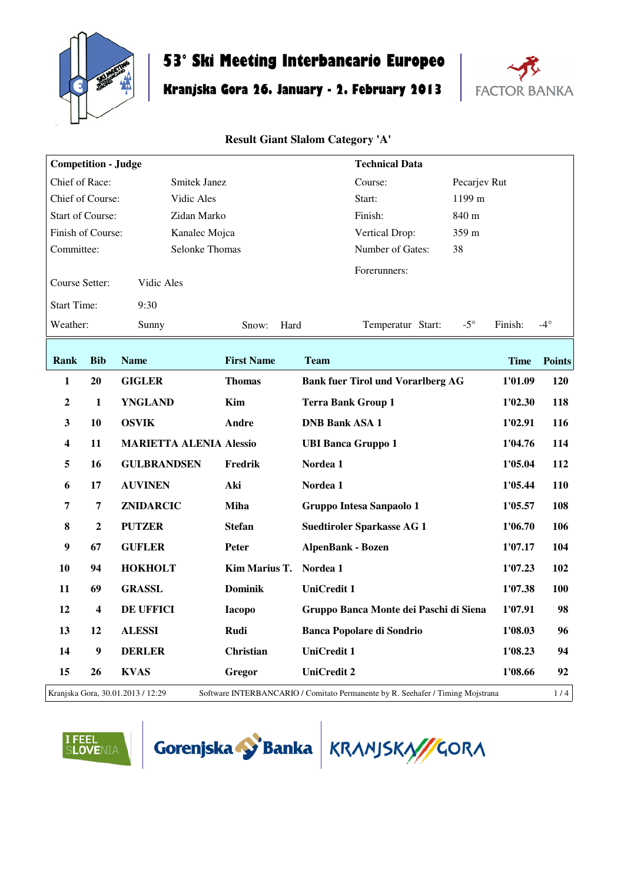# 53° Ski Meeting Interbancario Europeo

## Kranjska Gora 26. January - 2. February 2013

FACTOR BANKA

### Result Giant Slalom Category 'A'

| Competition - Judge | | Technical Data | |
|---|---|---|---|
| Chief of Race: | Smitek Janez | Course: | Pecarjev Rut |
| Chief of Course: | Vidic Ales | Start: | 1199 m |
| Start of Course: | Zidan Marko | Finish: | 840 m |
| Finish of Course: | Kanalec Mojca | Vertical Drop: | 359 m |
| Committee: | Selonke Thomas | Number of Gates: | 38 |
| | | Forerunners: | |
| Course Setter: | Vidic Ales | | |
| Start Time: | 9:30 | | |

Weather: Sunny    Snow: Hard    Temperatur Start: -5°    Finish: -4°

| Rank | Bib | Name | First Name | Team | Time | Points |
|---|---|---|---|---|---|---|
| 1 | 20 | GIGLER | Thomas | Bank fuer Tirol und Vorarlberg AG | 1'01.09 | 120 |
| 2 | 1 | YNGLAND | Kim | Terra Bank Group 1 | 1'02.30 | 118 |
| 3 | 10 | OSVIK | Andre | DNB Bank ASA 1 | 1'02.91 | 116 |
| 4 | 11 | MARIETTA ALENIA | Alessio | UBI Banca Gruppo 1 | 1'04.76 | 114 |
| 5 | 16 | GULBRANDSEN | Fredrik | Nordea 1 | 1'05.04 | 112 |
| 6 | 17 | AUVINEN | Aki | Nordea 1 | 1'05.44 | 110 |
| 7 | 7 | ZNIDARCIC | Miha | Gruppo Intesa Sanpaolo 1 | 1'05.57 | 108 |
| 8 | 2 | PUTZER | Stefan | Suedtiroler Sparkasse AG 1 | 1'06.70 | 106 |
| 9 | 67 | GUFLER | Peter | AlpenBank - Bozen | 1'07.17 | 104 |
| 10 | 94 | HOKHOLT | Kim Marius T. | Nordea 1 | 1'07.23 | 102 |
| 11 | 69 | GRASSL | Dominik | UniCredit 1 | 1'07.38 | 100 |
| 12 | 4 | DE UFFICI | Iacopo | Gruppo Banca Monte dei Paschi di Siena | 1'07.91 | 98 |
| 13 | 12 | ALESSI | Rudi | Banca Popolare di Sondrio | 1'08.03 | 96 |
| 14 | 9 | DERLER | Christian | UniCredit 1 | 1'08.23 | 94 |
| 15 | 26 | KVAS | Gregor | UniCredit 2 | 1'08.66 | 92 |

Kranjska Gora, 30.01.2013 / 12:29    Software INTERBANCARIO / Comitato Permanente by R. Seehafer / Timing Mojstrana

I FEEL SLOVENIA    Gorenjska Banka    KRANJSKA GORA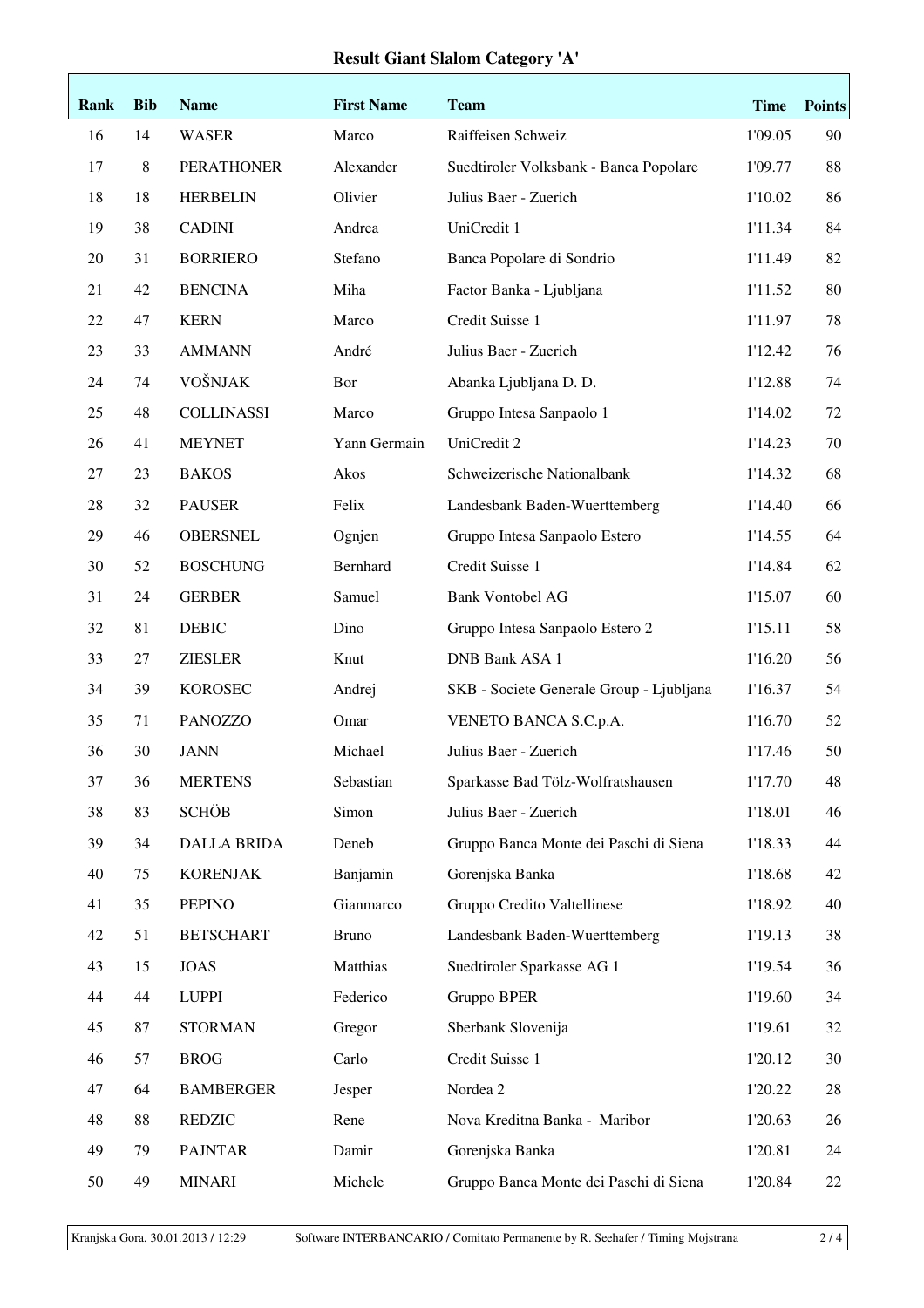**Result Giant Slalom Category 'A'**

| Rank | Bib | Name | First Name | Team | Time | Points |
|---|---|---|---|---|---|---|
| 16 | 14 | WASER | Marco | Raiffeisen Schweiz | 1'09.05 | 90 |
| 17 | 8 | PERATHONER | Alexander | Suedtiroler Volksbank - Banca Popolare | 1'09.77 | 88 |
| 18 | 18 | HERBELIN | Olivier | Julius Baer - Zuerich | 1'10.02 | 86 |
| 19 | 38 | CADINI | Andrea | UniCredit 1 | 1'11.34 | 84 |
| 20 | 31 | BORRIERO | Stefano | Banca Popolare di Sondrio | 1'11.49 | 82 |
| 21 | 42 | BENCINA | Miha | Factor Banka - Ljubljana | 1'11.52 | 80 |
| 22 | 47 | KERN | Marco | Credit Suisse 1 | 1'11.97 | 78 |
| 23 | 33 | AMMANN | André | Julius Baer - Zuerich | 1'12.42 | 76 |
| 24 | 74 | VOŠNJAK | Bor | Abanka Ljubljana D. D. | 1'12.88 | 74 |
| 25 | 48 | COLLINASSI | Marco | Gruppo Intesa Sanpaolo 1 | 1'14.02 | 72 |
| 26 | 41 | MEYNET | Yann Germain | UniCredit 2 | 1'14.23 | 70 |
| 27 | 23 | BAKOS | Akos | Schweizerische Nationalbank | 1'14.32 | 68 |
| 28 | 32 | PAUSER | Felix | Landesbank Baden-Wuerttemberg | 1'14.40 | 66 |
| 29 | 46 | OBERSNEL | Ognjen | Gruppo Intesa Sanpaolo Estero | 1'14.55 | 64 |
| 30 | 52 | BOSCHUNG | Bernhard | Credit Suisse 1 | 1'14.84 | 62 |
| 31 | 24 | GERBER | Samuel | Bank Vontobel AG | 1'15.07 | 60 |
| 32 | 81 | DEBIC | Dino | Gruppo Intesa Sanpaolo Estero 2 | 1'15.11 | 58 |
| 33 | 27 | ZIESLER | Knut | DNB Bank ASA 1 | 1'16.20 | 56 |
| 34 | 39 | KOROSEC | Andrej | SKB - Societe Generale Group - Ljubljana | 1'16.37 | 54 |
| 35 | 71 | PANOZZO | Omar | VENETO BANCA S.C.p.A. | 1'16.70 | 52 |
| 36 | 30 | JANN | Michael | Julius Baer - Zuerich | 1'17.46 | 50 |
| 37 | 36 | MERTENS | Sebastian | Sparkasse Bad Tölz-Wolfratshausen | 1'17.70 | 48 |
| 38 | 83 | SCHÖB | Simon | Julius Baer - Zuerich | 1'18.01 | 46 |
| 39 | 34 | DALLA BRIDA | Deneb | Gruppo Banca Monte dei Paschi di Siena | 1'18.33 | 44 |
| 40 | 75 | KORENJAK | Banjamin | Gorenjska Banka | 1'18.68 | 42 |
| 41 | 35 | PEPINO | Gianmarco | Gruppo Credito Valtellinese | 1'18.92 | 40 |
| 42 | 51 | BETSCHART | Bruno | Landesbank Baden-Wuerttemberg | 1'19.13 | 38 |
| 43 | 15 | JOAS | Matthias | Suedtiroler Sparkasse AG 1 | 1'19.54 | 36 |
| 44 | 44 | LUPPI | Federico | Gruppo BPER | 1'19.60 | 34 |
| 45 | 87 | STORMAN | Gregor | Sberbank Slovenija | 1'19.61 | 32 |
| 46 | 57 | BROG | Carlo | Credit Suisse 1 | 1'20.12 | 30 |
| 47 | 64 | BAMBERGER | Jesper | Nordea 2 | 1'20.22 | 28 |
| 48 | 88 | REDZIC | Rene | Nova Kreditna Banka - Maribor | 1'20.63 | 26 |
| 49 | 79 | PAJNTAR | Damir | Gorenjska Banka | 1'20.81 | 24 |
| 50 | 49 | MINARI | Michele | Gruppo Banca Monte dei Paschi di Siena | 1'20.84 | 22 |

Kranjska Gora, 30.01.2013 / 12:29 Software INTERBANCARIO / Comitato Permanente by R. Seehafer / Timing Mojstrana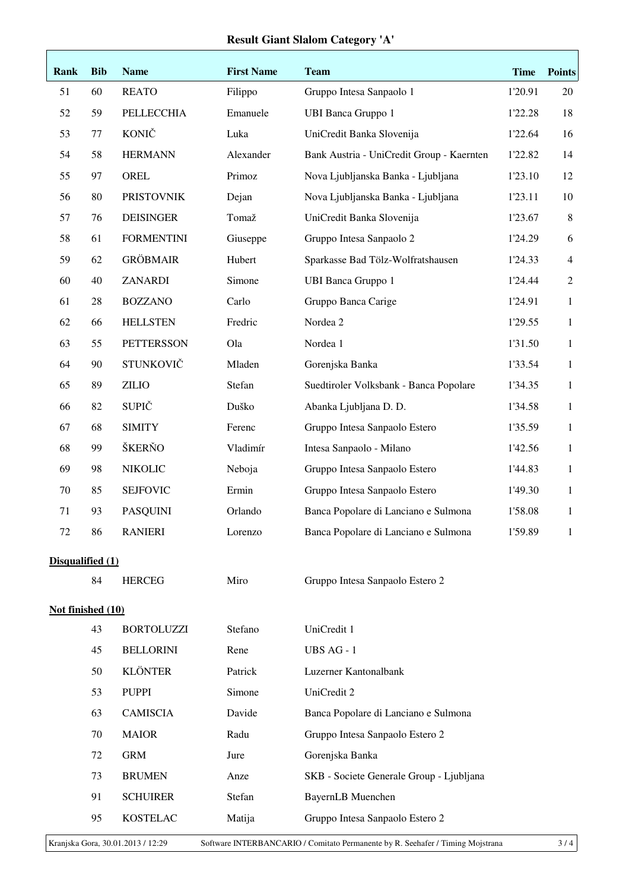# Result Giant Slalom Category 'A'

| Rank | Bib | Name | First Name | Team | Time | Points |
|---|---|---|---|---|---|---|
| 51 | 60 | REATO | Filippo | Gruppo Intesa Sanpaolo 1 | 1'20.91 | 20 |
| 52 | 59 | PELLECCHIA | Emanuele | UBI Banca Gruppo 1 | 1'22.28 | 18 |
| 53 | 77 | KONIČ | Luka | UniCredit Banka Slovenija | 1'22.64 | 16 |
| 54 | 58 | HERMANN | Alexander | Bank Austria - UniCredit Group - Kaernten | 1'22.82 | 14 |
| 55 | 97 | OREL | Primoz | Nova Ljubljanska Banka - Ljubljana | 1'23.10 | 12 |
| 56 | 80 | PRISTOVNIK | Dejan | Nova Ljubljanska Banka - Ljubljana | 1'23.11 | 10 |
| 57 | 76 | DEISINGER | Tomaž | UniCredit Banka Slovenija | 1'23.67 | 8 |
| 58 | 61 | FORMENTINI | Giuseppe | Gruppo Intesa Sanpaolo 2 | 1'24.29 | 6 |
| 59 | 62 | GRÖBMAIR | Hubert | Sparkasse Bad Tölz-Wolfratshausen | 1'24.33 | 4 |
| 60 | 40 | ZANARDI | Simone | UBI Banca Gruppo 1 | 1'24.44 | 2 |
| 61 | 28 | BOZZANO | Carlo | Gruppo Banca Carige | 1'24.91 | 1 |
| 62 | 66 | HELLSTEN | Fredric | Nordea 2 | 1'29.55 | 1 |
| 63 | 55 | PETTERSSON | Ola | Nordea 1 | 1'31.50 | 1 |
| 64 | 90 | STUNKOVIČ | Mladen | Gorenjska Banka | 1'33.54 | 1 |
| 65 | 89 | ZILIO | Stefan | Suedtiroler Volksbank - Banca Popolare | 1'34.35 | 1 |
| 66 | 82 | SUPIČ | Duško | Abanka Ljubljana D. D. | 1'34.58 | 1 |
| 67 | 68 | SIMITY | Ferenc | Gruppo Intesa Sanpaolo Estero | 1'35.59 | 1 |
| 68 | 99 | ŠKERŇO | Vladimír | Intesa Sanpaolo - Milano | 1'42.56 | 1 |
| 69 | 98 | NIKOLIC | Neboja | Gruppo Intesa Sanpaolo Estero | 1'44.83 | 1 |
| 70 | 85 | SEJFOVIC | Ermin | Gruppo Intesa Sanpaolo Estero | 1'49.30 | 1 |
| 71 | 93 | PASQUINI | Orlando | Banca Popolare di Lanciano e Sulmona | 1'58.08 | 1 |
| 72 | 86 | RANIERI | Lorenzo | Banca Popolare di Lanciano e Sulmona | 1'59.89 | 1 |

**Disqualified (1)**

| Bib | Name | First Name | Team |
|---|---|---|---|
| 84 | HERCEG | Miro | Gruppo Intesa Sanpaolo Estero 2 |

**Not finished (10)**

| Bib | Name | First Name | Team |
|---|---|---|---|
| 43 | BORTOLUZZI | Stefano | UniCredit 1 |
| 45 | BELLORINI | Rene | UBS AG - 1 |
| 50 | KLÖNTER | Patrick | Luzerner Kantonalbank |
| 53 | PUPPI | Simone | UniCredit 2 |
| 63 | CAMISCIA | Davide | Banca Popolare di Lanciano e Sulmona |
| 70 | MAIOR | Radu | Gruppo Intesa Sanpaolo Estero 2 |
| 72 | GRM | Jure | Gorenjska Banka |
| 73 | BRUMEN | Anze | SKB - Societe Generale Group - Ljubljana |
| 91 | SCHUIRER | Stefan | BayernLB Muenchen |
| 95 | KOSTELAC | Matija | Gruppo Intesa Sanpaolo Estero 2 |

Kranjska Gora, 30.01.2013 / 12:29 — Software INTERBANCARIO / Comitato Permanente by R. Seehafer / Timing Mojstrana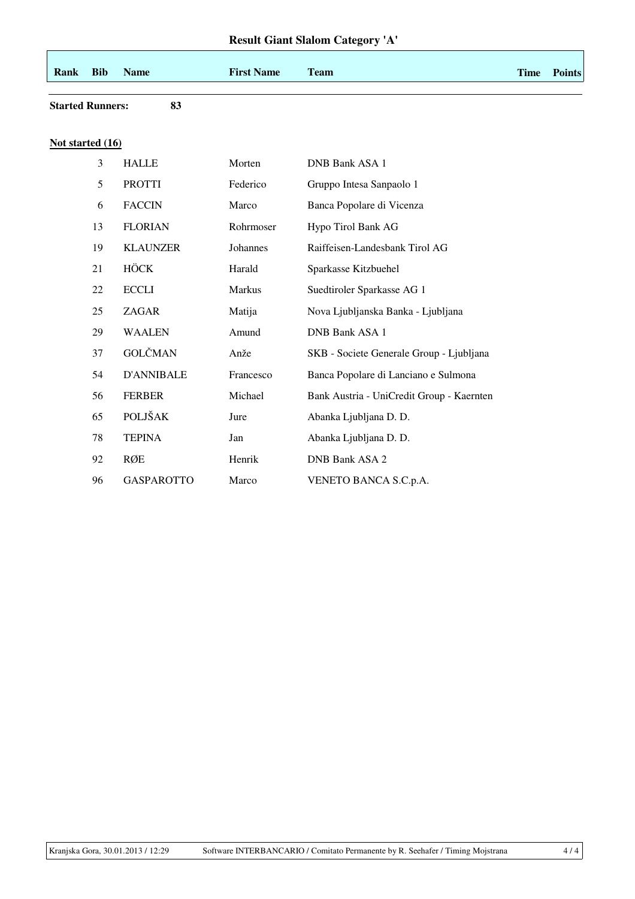**Result Giant Slalom Category 'A'**

| Rank | Bib | Name | First Name | Team | Time | Points |
|---|---|---|---|---|---|---|

**Started Runners:** 83

**Not started (16)**

| Bib | Name | First Name | Team |
|---|---|---|---|
| 3 | HALLE | Morten | DNB Bank ASA 1 |
| 5 | PROTTI | Federico | Gruppo Intesa Sanpaolo 1 |
| 6 | FACCIN | Marco | Banca Popolare di Vicenza |
| 13 | FLORIAN | Rohrmoser | Hypo Tirol Bank AG |
| 19 | KLAUNZER | Johannes | Raiffeisen-Landesbank Tirol AG |
| 21 | HÖCK | Harald | Sparkasse Kitzbuehel |
| 22 | ECCLI | Markus | Suedtiroler Sparkasse AG 1 |
| 25 | ZAGAR | Matija | Nova Ljubljanska Banka - Ljubljana |
| 29 | WAALEN | Amund | DNB Bank ASA 1 |
| 37 | GOLČMAN | Anže | SKB - Societe Generale Group - Ljubljana |
| 54 | D'ANNIBALE | Francesco | Banca Popolare di Lanciano e Sulmona |
| 56 | FERBER | Michael | Bank Austria - UniCredit Group - Kaernten |
| 65 | POLJŠAK | Jure | Abanka Ljubljana D. D. |
| 78 | TEPINA | Jan | Abanka Ljubljana D. D. |
| 92 | RØE | Henrik | DNB Bank ASA 2 |
| 96 | GASPAROTTO | Marco | VENETO BANCA S.C.p.A. |

Kranjska Gora, 30.01.2013 / 12:29 Software INTERBANCARIO / Comitato Permanente by R. Seehafer / Timing Mojstrana